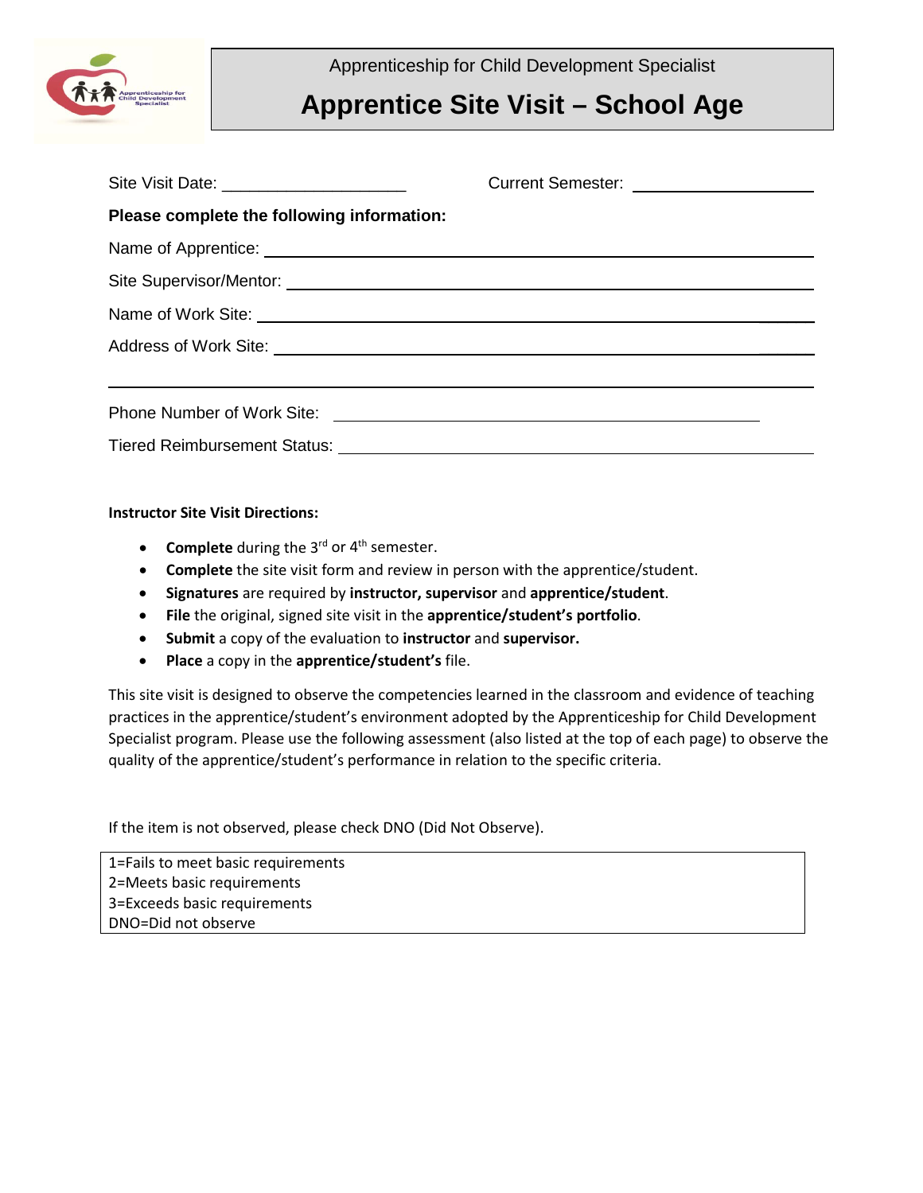Apprenticeship for Child Development Specialist

# Apprentice Site Visit – School Age

Site Visit Date: ____________________ Current Semester: ____________________

**Please complete the following information:**

Name of Apprentice: ____________________

Site Supervisor/Mentor: ____________________

Name of Work Site: ____________________

Address of Work Site: ____________________

____________________

Phone Number of Work Site: ____________________

Tiered Reimbursement Status: ____________________

**Instructor Site Visit Directions:**

- **Complete** during the 3rd or 4th semester.
- **Complete** the site visit form and review in person with the apprentice/student.
- **Signatures** are required by **instructor, supervisor** and **apprentice/student**.
- **File** the original, signed site visit in the **apprentice/student's portfolio**.
- **Submit** a copy of the evaluation to **instructor** and **supervisor.**
- **Place** a copy in the **apprentice/student's** file.

This site visit is designed to observe the competencies learned in the classroom and evidence of teaching practices in the apprentice/student's environment adopted by the Apprenticeship for Child Development Specialist program. Please use the following assessment (also listed at the top of each page) to observe the quality of the apprentice/student's performance in relation to the specific criteria.

If the item is not observed, please check DNO (Did Not Observe).

| 1=Fails to meet basic requirements<br>2=Meets basic requirements<br>3=Exceeds basic requirements<br>DNO=Did not observe |
|---|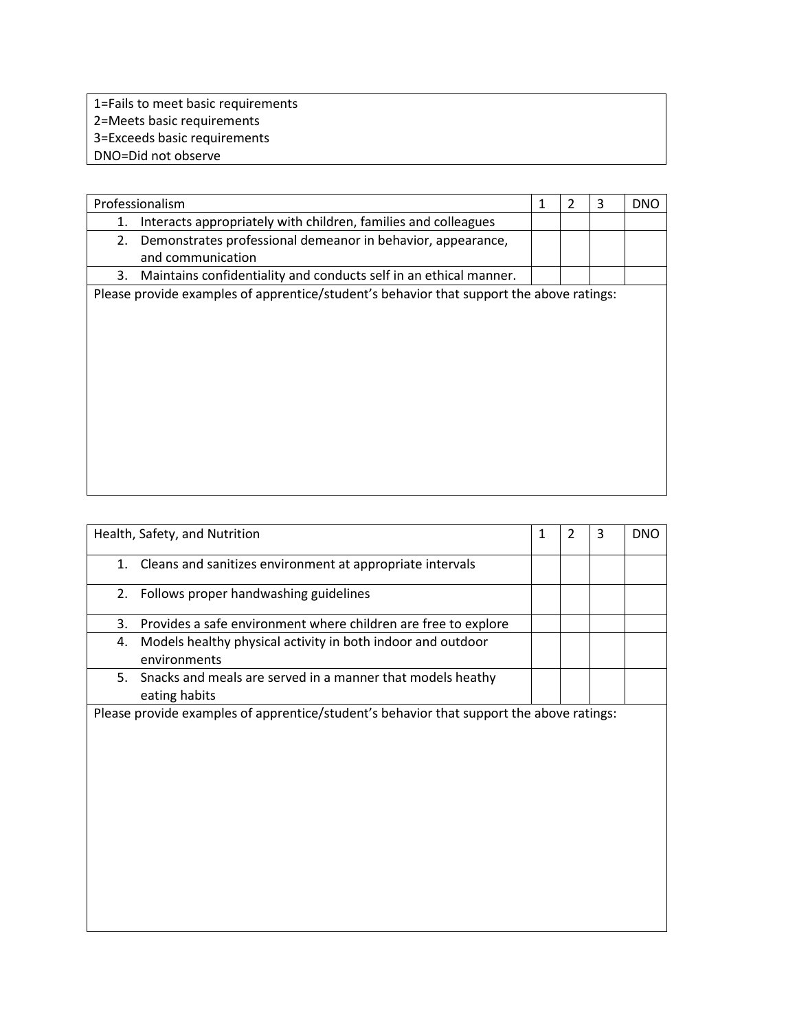1=Fails to meet basic requirements
2=Meets basic requirements
3=Exceeds basic requirements
DNO=Did not observe

| Professionalism | 1 | 2 | 3 | DNO |
|---|---|---|---|---|
| 1. Interacts appropriately with children, families and colleagues | | | | |
| 2. Demonstrates professional demeanor in behavior, appearance, and communication | | | | |
| 3. Maintains confidentiality and conducts self in an ethical manner. | | | | |

Please provide examples of apprentice/student's behavior that support the above ratings:

| Health, Safety, and Nutrition | 1 | 2 | 3 | DNO |
|---|---|---|---|---|
| 1. Cleans and sanitizes environment at appropriate intervals | | | | |
| 2. Follows proper handwashing guidelines | | | | |
| 3. Provides a safe environment where children are free to explore | | | | |
| 4. Models healthy physical activity in both indoor and outdoor environments | | | | |
| 5. Snacks and meals are served in a manner that models heathy eating habits | | | | |

Please provide examples of apprentice/student's behavior that support the above ratings: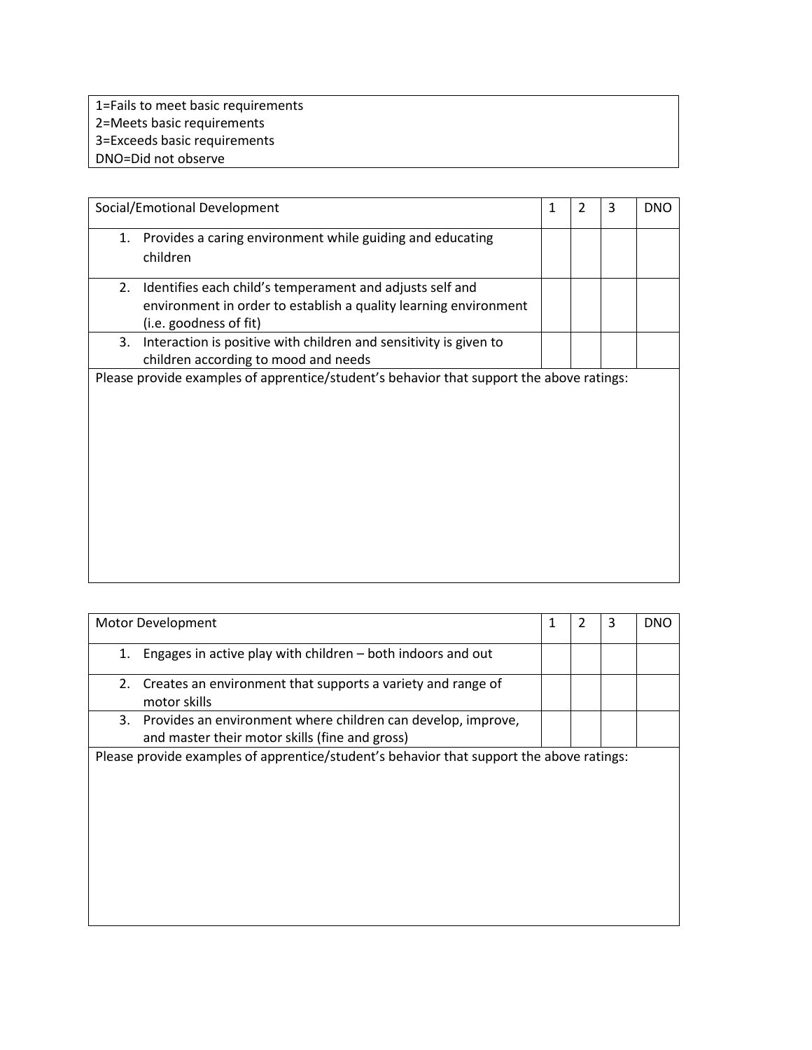1=Fails to meet basic requirements
2=Meets basic requirements
3=Exceeds basic requirements
DNO=Did not observe

| Social/Emotional Development | 1 | 2 | 3 | DNO |
|---|---|---|---|---|
| 1. Provides a caring environment while guiding and educating children | | | | |
| 2. Identifies each child's temperament and adjusts self and environment in order to establish a quality learning environment (i.e. goodness of fit) | | | | |
| 3. Interaction is positive with children and sensitivity is given to children according to mood and needs | | | | |

Please provide examples of apprentice/student's behavior that support the above ratings:

| Motor Development | 1 | 2 | 3 | DNO |
|---|---|---|---|---|
| 1. Engages in active play with children – both indoors and out | | | | |
| 2. Creates an environment that supports a variety and range of motor skills | | | | |
| 3. Provides an environment where children can develop, improve, and master their motor skills (fine and gross) | | | | |

Please provide examples of apprentice/student's behavior that support the above ratings: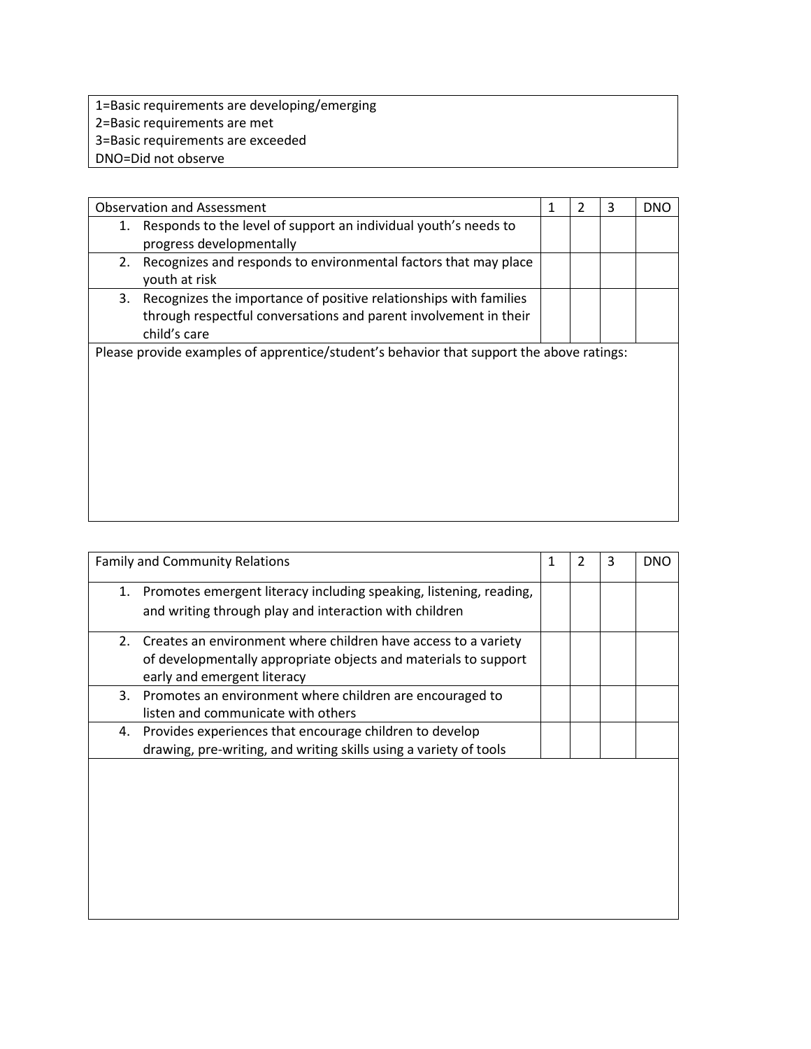| 1=Basic requirements are developing/emerging |
| --- |
| 2=Basic requirements are met |
| 3=Basic requirements are exceeded |
| DNO=Did not observe |

| Observation and Assessment | 1 | 2 | 3 | DNO |
| --- | --- | --- | --- | --- |
| 1. Responds to the level of support an individual youth's needs to progress developmentally | | | | |
| 2. Recognizes and responds to environmental factors that may place youth at risk | | | | |
| 3. Recognizes the importance of positive relationships with families through respectful conversations and parent involvement in their child's care | | | | |
| Please provide examples of apprentice/student's behavior that support the above ratings: | | | | |

| Family and Community Relations | 1 | 2 | 3 | DNO |
| --- | --- | --- | --- | --- |
| 1. Promotes emergent literacy including speaking, listening, reading, and writing through play and interaction with children | | | | |
| 2. Creates an environment where children have access to a variety of developmentally appropriate objects and materials to support early and emergent literacy | | | | |
| 3. Promotes an environment where children are encouraged to listen and communicate with others | | | | |
| 4. Provides experiences that encourage children to develop drawing, pre-writing, and writing skills using a variety of tools | | | | |
| | | | | |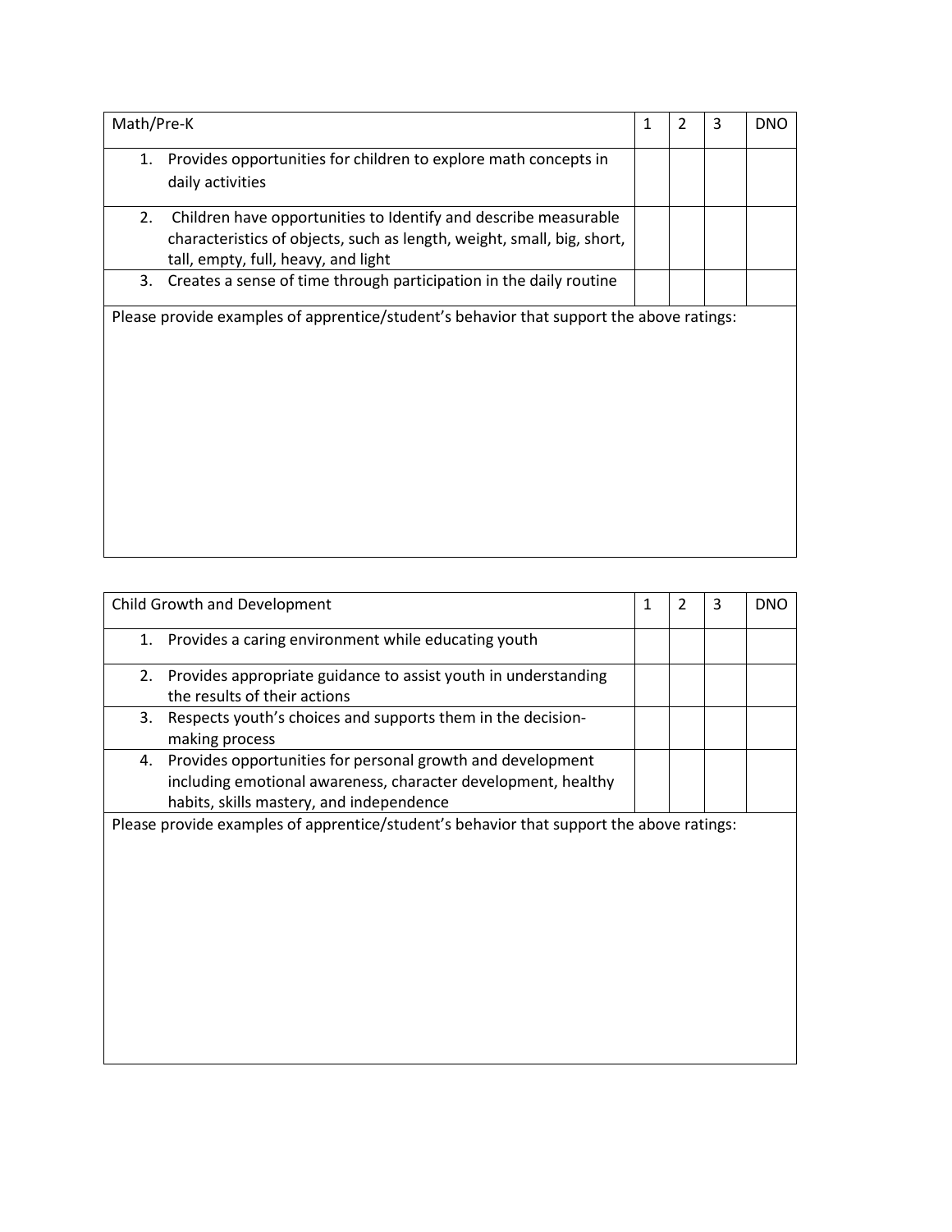| Math/Pre-K | 1 | 2 | 3 | DNO |
|---|---|---|---|---|
| 1. Provides opportunities for children to explore math concepts in daily activities | | | | |
| 2. Children have opportunities to Identify and describe measurable characteristics of objects, such as length, weight, small, big, short, tall, empty, full, heavy, and light | | | | |
| 3. Creates a sense of time through participation in the daily routine | | | | |
| Please provide examples of apprentice/student's behavior that support the above ratings: | | | | |

| Child Growth and Development | 1 | 2 | 3 | DNO |
|---|---|---|---|---|
| 1. Provides a caring environment while educating youth | | | | |
| 2. Provides appropriate guidance to assist youth in understanding the results of their actions | | | | |
| 3. Respects youth's choices and supports them in the decision-making process | | | | |
| 4. Provides opportunities for personal growth and development including emotional awareness, character development, healthy habits, skills mastery, and independence | | | | |
| Please provide examples of apprentice/student's behavior that support the above ratings: | | | | |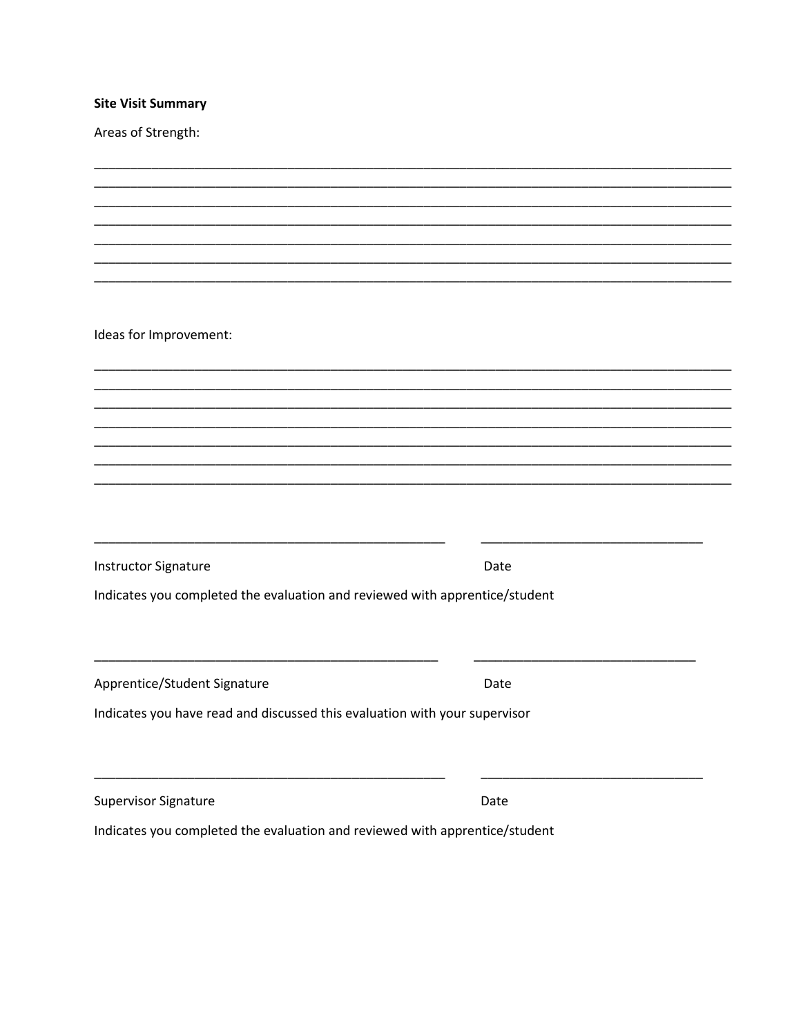**Site Visit Summary**

Areas of Strength:

_____________________________________________________________________________________
_____________________________________________________________________________________
_____________________________________________________________________________________
_____________________________________________________________________________________
_____________________________________________________________________________________
_____________________________________________________________________________________
_____________________________________________________________________________________

Ideas for Improvement:

_____________________________________________________________________________________
_____________________________________________________________________________________
_____________________________________________________________________________________
_____________________________________________________________________________________
_____________________________________________________________________________________
_____________________________________________________________________________________
_____________________________________________________________________________________

_______________________________________________ _____________________________

Instructor Signature Date

Indicates you completed the evaluation and reviewed with apprentice/student

_______________________________________________ _____________________________

Apprentice/Student Signature Date

Indicates you have read and discussed this evaluation with your supervisor

_______________________________________________ _____________________________

Supervisor Signature Date

Indicates you completed the evaluation and reviewed with apprentice/student